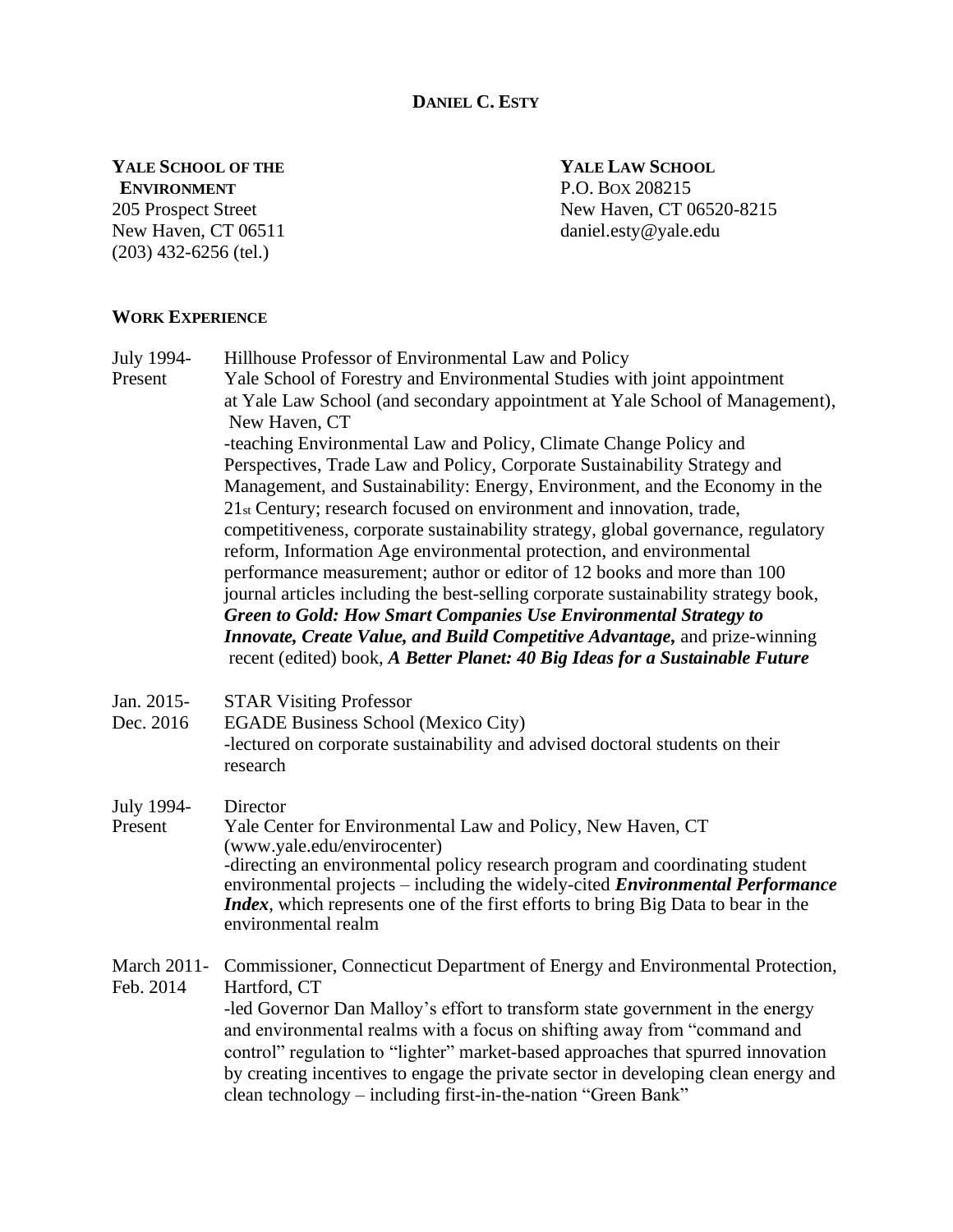# DANIEL C. ESTY

**YALE SCHOOL OF THE ENVIRONMENT**
205 Prospect Street
New Haven, CT 06511
(203) 432-6256 (tel.)

**YALE LAW SCHOOL**
P.O. BOX 208215
New Haven, CT 06520-8215
daniel.esty@yale.edu

## WORK EXPERIENCE

**July 1994- Present**
Hillhouse Professor of Environmental Law and Policy
Yale School of Forestry and Environmental Studies with joint appointment at Yale Law School (and secondary appointment at Yale School of Management), New Haven, CT
-teaching Environmental Law and Policy, Climate Change Policy and Perspectives, Trade Law and Policy, Corporate Sustainability Strategy and Management, and Sustainability: Energy, Environment, and the Economy in the 21st Century; research focused on environment and innovation, trade, competitiveness, corporate sustainability strategy, global governance, regulatory reform, Information Age environmental protection, and environmental performance measurement; author or editor of 12 books and more than 100 journal articles including the best-selling corporate sustainability strategy book, ***Green to Gold: How Smart Companies Use Environmental Strategy to Innovate, Create Value, and Build Competitive Advantage,*** and prize-winning recent (edited) book, ***A Better Planet: 40 Big Ideas for a Sustainable Future***

**Jan. 2015- Dec. 2016**
STAR Visiting Professor
EGADE Business School (Mexico City)
-lectured on corporate sustainability and advised doctoral students on their research

**July 1994- Present**
Director
Yale Center for Environmental Law and Policy, New Haven, CT (www.yale.edu/envirocenter)
-directing an environmental policy research program and coordinating student environmental projects – including the widely-cited ***Environmental Performance Index***, which represents one of the first efforts to bring Big Data to bear in the environmental realm

**March 2011- Feb. 2014**
Commissioner, Connecticut Department of Energy and Environmental Protection, Hartford, CT
-led Governor Dan Malloy's effort to transform state government in the energy and environmental realms with a focus on shifting away from "command and control" regulation to "lighter" market-based approaches that spurred innovation by creating incentives to engage the private sector in developing clean energy and clean technology – including first-in-the-nation "Green Bank"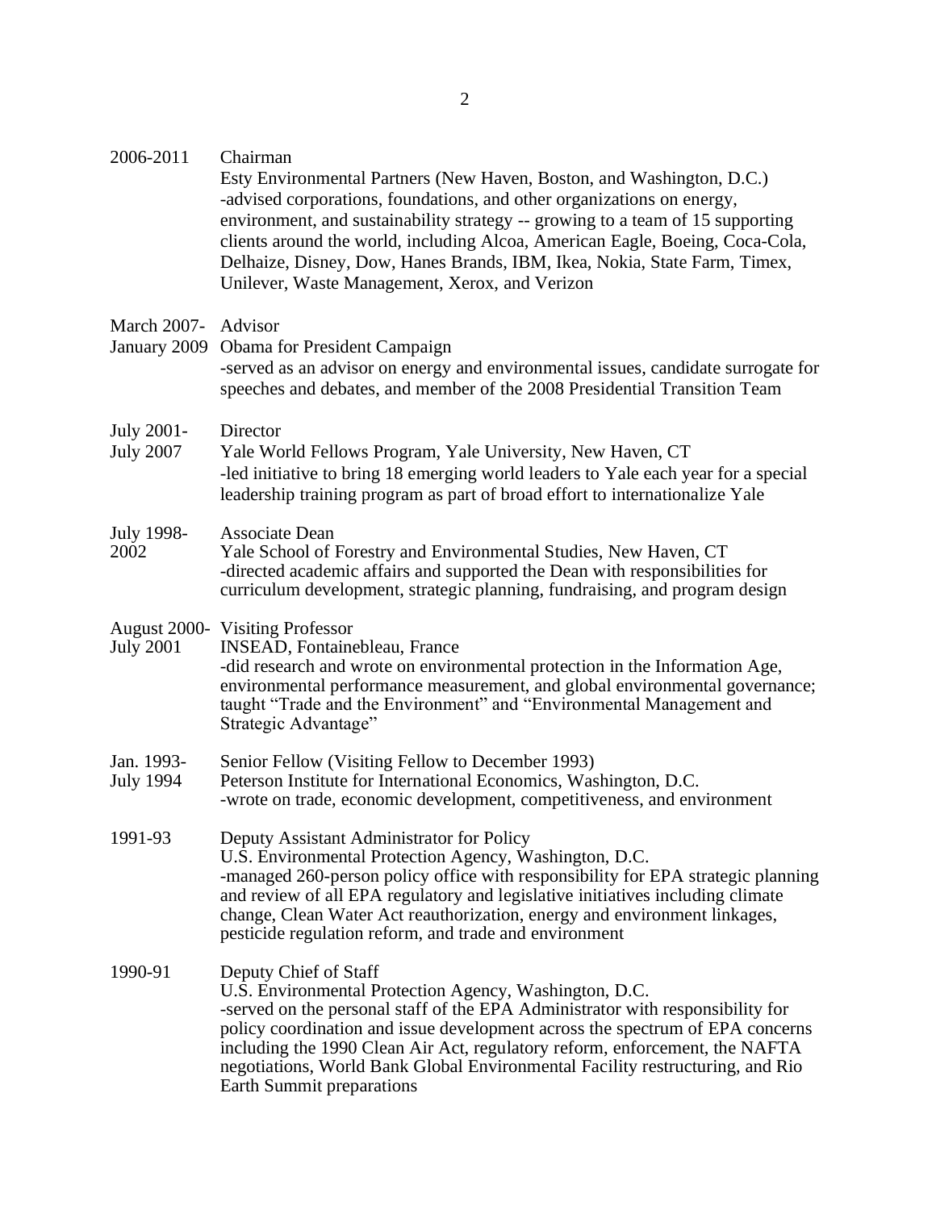2006-2011 Chairman
Esty Environmental Partners (New Haven, Boston, and Washington, D.C.)
-advised corporations, foundations, and other organizations on energy, environment, and sustainability strategy -- growing to a team of 15 supporting clients around the world, including Alcoa, American Eagle, Boeing, Coca-Cola, Delhaize, Disney, Dow, Hanes Brands, IBM, Ikea, Nokia, State Farm, Timex, Unilever, Waste Management, Xerox, and Verizon

March 2007- January 2009 Advisor
Obama for President Campaign
-served as an advisor on energy and environmental issues, candidate surrogate for speeches and debates, and member of the 2008 Presidential Transition Team

July 2001- July 2007 Director
Yale World Fellows Program, Yale University, New Haven, CT
-led initiative to bring 18 emerging world leaders to Yale each year for a special leadership training program as part of broad effort to internationalize Yale

July 1998- 2002 Associate Dean
Yale School of Forestry and Environmental Studies, New Haven, CT
-directed academic affairs and supported the Dean with responsibilities for curriculum development, strategic planning, fundraising, and program design

August 2000- July 2001 Visiting Professor
INSEAD, Fontainebleau, France
-did research and wrote on environmental protection in the Information Age, environmental performance measurement, and global environmental governance; taught "Trade and the Environment" and "Environmental Management and Strategic Advantage"

Jan. 1993- July 1994 Senior Fellow (Visiting Fellow to December 1993)
Peterson Institute for International Economics, Washington, D.C.
-wrote on trade, economic development, competitiveness, and environment

1991-93 Deputy Assistant Administrator for Policy
U.S. Environmental Protection Agency, Washington, D.C.
-managed 260-person policy office with responsibility for EPA strategic planning and review of all EPA regulatory and legislative initiatives including climate change, Clean Water Act reauthorization, energy and environment linkages, pesticide regulation reform, and trade and environment

1990-91 Deputy Chief of Staff
U.S. Environmental Protection Agency, Washington, D.C.
-served on the personal staff of the EPA Administrator with responsibility for policy coordination and issue development across the spectrum of EPA concerns including the 1990 Clean Air Act, regulatory reform, enforcement, the NAFTA negotiations, World Bank Global Environmental Facility restructuring, and Rio Earth Summit preparations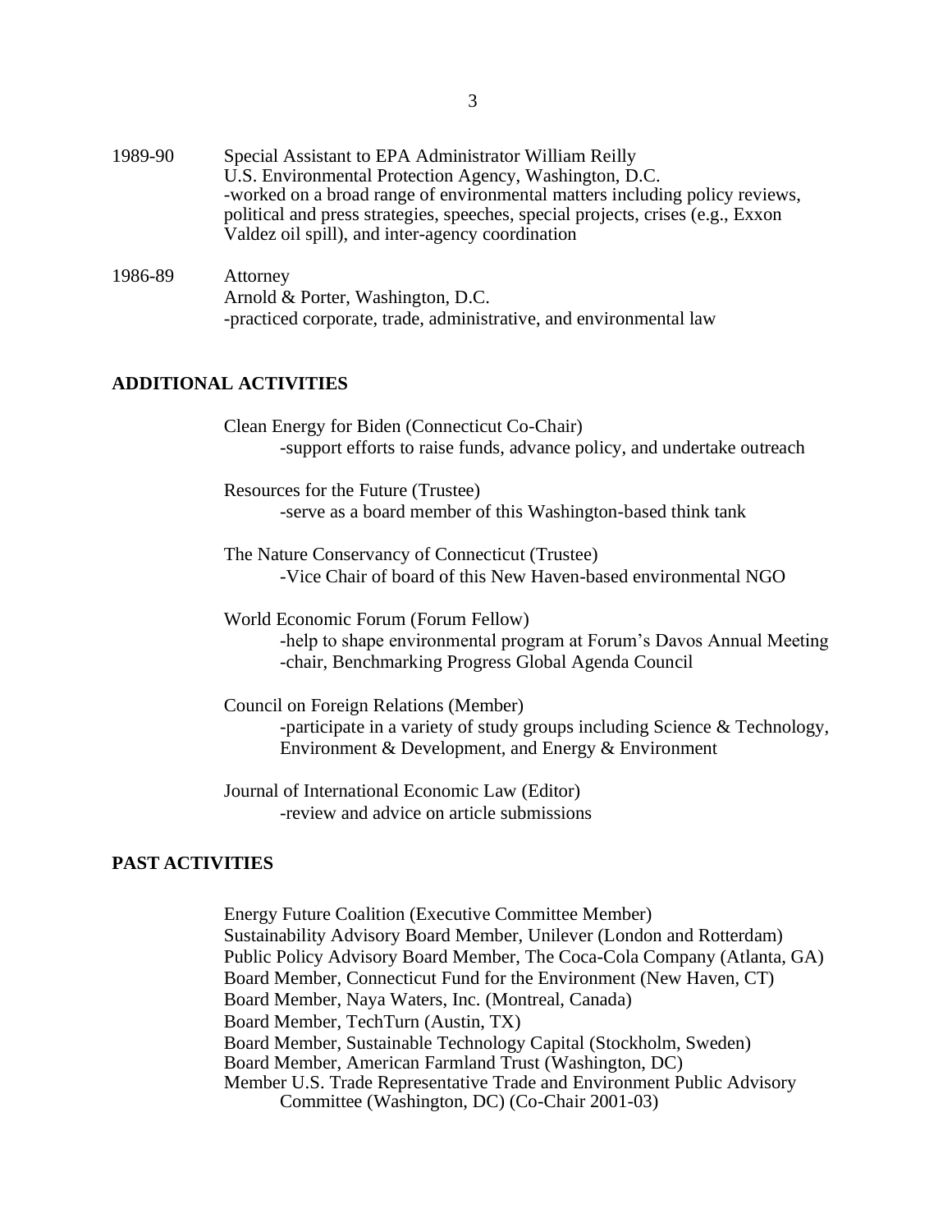1989-90 Special Assistant to EPA Administrator William Reilly
U.S. Environmental Protection Agency, Washington, D.C.
-worked on a broad range of environmental matters including policy reviews, political and press strategies, speeches, special projects, crises (e.g., Exxon Valdez oil spill), and inter-agency coordination

1986-89 Attorney
Arnold & Porter, Washington, D.C.
-practiced corporate, trade, administrative, and environmental law

## ADDITIONAL ACTIVITIES

Clean Energy for Biden (Connecticut Co-Chair)
-support efforts to raise funds, advance policy, and undertake outreach

Resources for the Future (Trustee)
-serve as a board member of this Washington-based think tank

The Nature Conservancy of Connecticut (Trustee)
-Vice Chair of board of this New Haven-based environmental NGO

World Economic Forum (Forum Fellow)
-help to shape environmental program at Forum's Davos Annual Meeting
-chair, Benchmarking Progress Global Agenda Council

Council on Foreign Relations (Member)
-participate in a variety of study groups including Science & Technology, Environment & Development, and Energy & Environment

Journal of International Economic Law (Editor)
-review and advice on article submissions

## PAST ACTIVITIES

Energy Future Coalition (Executive Committee Member)
Sustainability Advisory Board Member, Unilever (London and Rotterdam)
Public Policy Advisory Board Member, The Coca-Cola Company (Atlanta, GA)
Board Member, Connecticut Fund for the Environment (New Haven, CT)
Board Member, Naya Waters, Inc. (Montreal, Canada)
Board Member, TechTurn (Austin, TX)
Board Member, Sustainable Technology Capital (Stockholm, Sweden)
Board Member, American Farmland Trust (Washington, DC)
Member U.S. Trade Representative Trade and Environment Public Advisory Committee (Washington, DC) (Co-Chair 2001-03)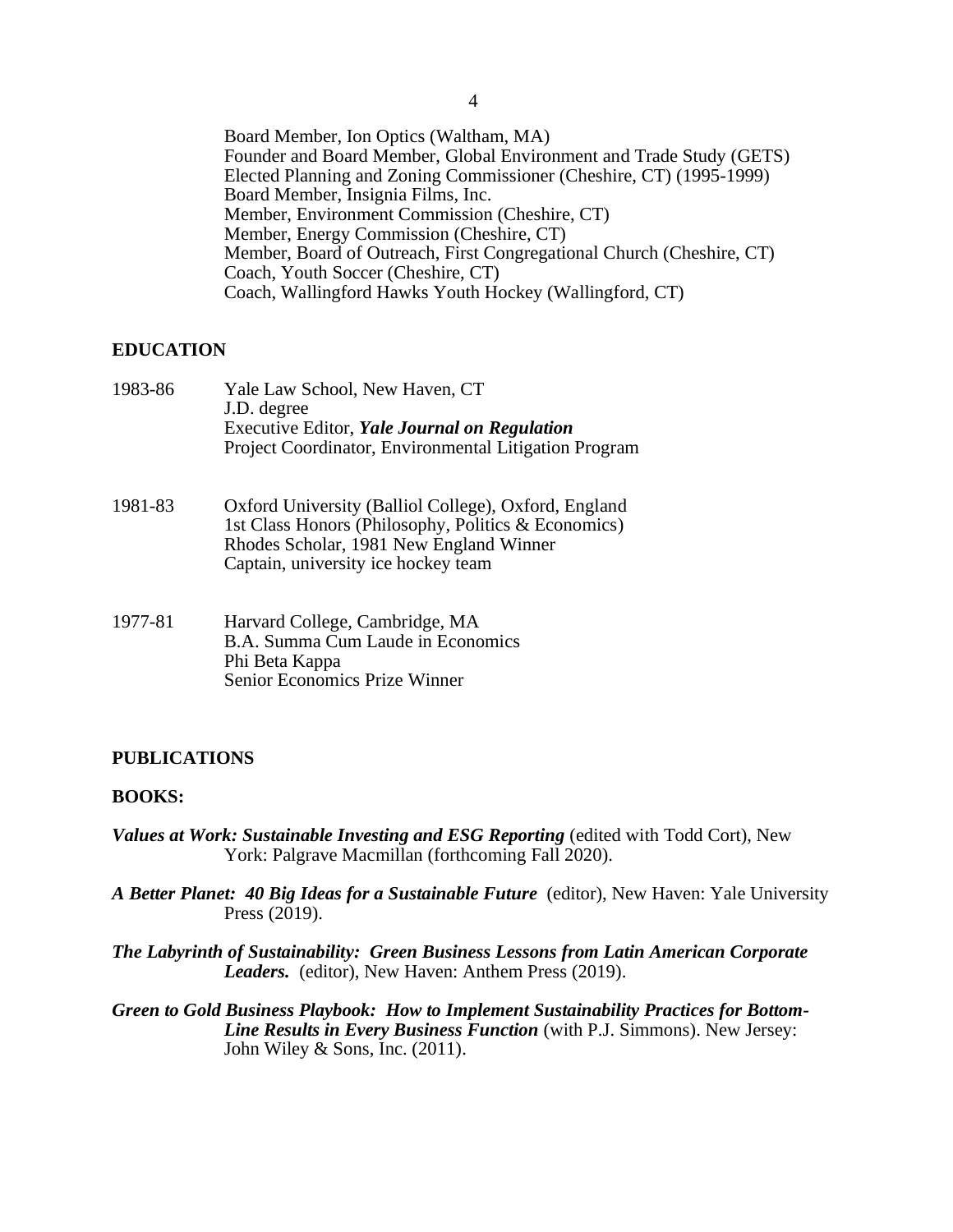Board Member, Ion Optics (Waltham, MA)
Founder and Board Member, Global Environment and Trade Study (GETS)
Elected Planning and Zoning Commissioner (Cheshire, CT) (1995-1999)
Board Member, Insignia Films, Inc.
Member, Environment Commission (Cheshire, CT)
Member, Energy Commission (Cheshire, CT)
Member, Board of Outreach, First Congregational Church (Cheshire, CT)
Coach, Youth Soccer (Cheshire, CT)
Coach, Wallingford Hawks Youth Hockey (Wallingford, CT)

## EDUCATION

1983-86 — Yale Law School, New Haven, CT
J.D. degree
Executive Editor, ***Yale Journal on Regulation***
Project Coordinator, Environmental Litigation Program

1981-83 — Oxford University (Balliol College), Oxford, England
1st Class Honors (Philosophy, Politics & Economics)
Rhodes Scholar, 1981 New England Winner
Captain, university ice hockey team

1977-81 — Harvard College, Cambridge, MA
B.A. Summa Cum Laude in Economics
Phi Beta Kappa
Senior Economics Prize Winner

## PUBLICATIONS

### BOOKS:

***Values at Work: Sustainable Investing and ESG Reporting*** (edited with Todd Cort), New York: Palgrave Macmillan (forthcoming Fall 2020).

***A Better Planet: 40 Big Ideas for a Sustainable Future*** (editor), New Haven: Yale University Press (2019).

***The Labyrinth of Sustainability: Green Business Lessons from Latin American Corporate Leaders.*** (editor), New Haven: Anthem Press (2019).

***Green to Gold Business Playbook: How to Implement Sustainability Practices for Bottom-Line Results in Every Business Function*** (with P.J. Simmons). New Jersey: John Wiley & Sons, Inc. (2011).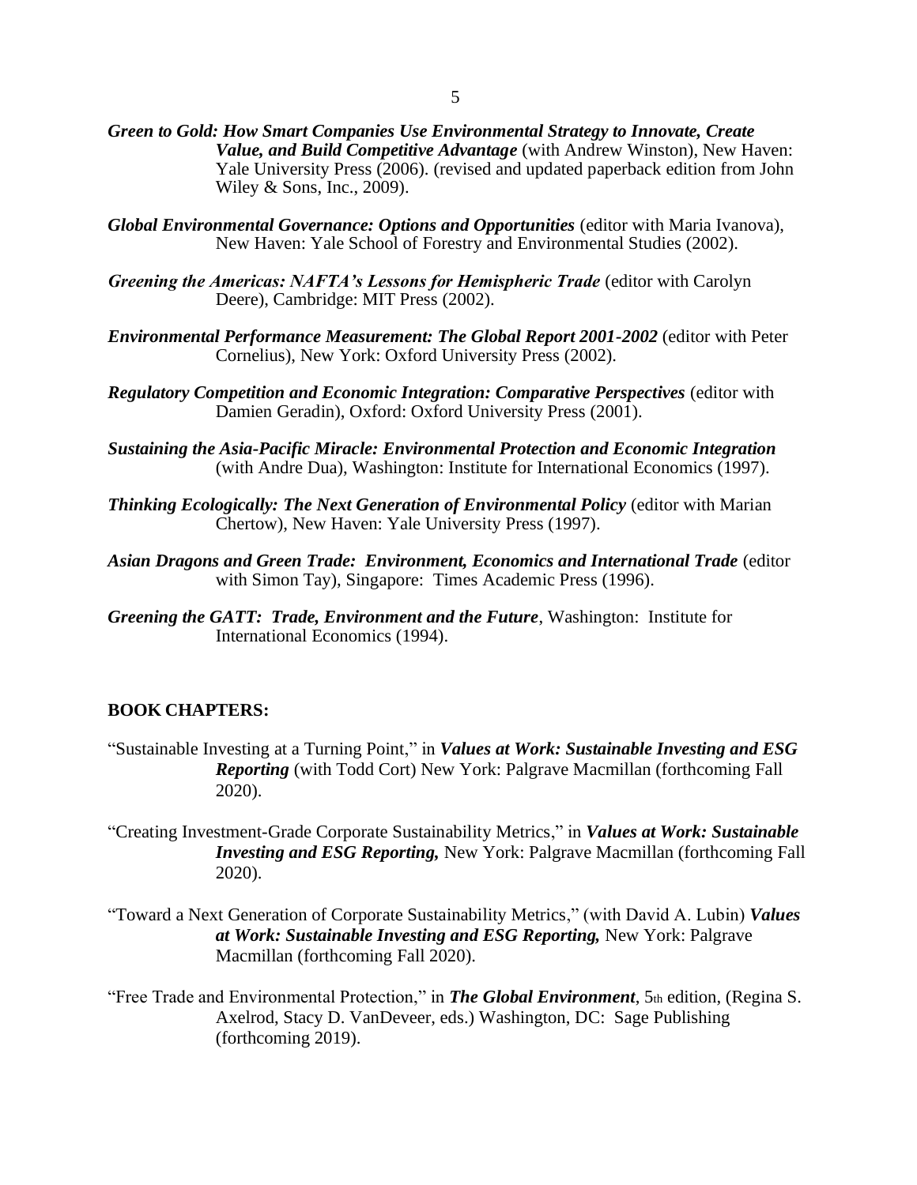***Green to Gold: How Smart Companies Use Environmental Strategy to Innovate, Create Value, and Build Competitive Advantage*** (with Andrew Winston), New Haven: Yale University Press (2006). (revised and updated paperback edition from John Wiley & Sons, Inc., 2009).

***Global Environmental Governance: Options and Opportunities*** (editor with Maria Ivanova), New Haven: Yale School of Forestry and Environmental Studies (2002).

***Greening the Americas: NAFTA's Lessons for Hemispheric Trade*** (editor with Carolyn Deere), Cambridge: MIT Press (2002).

***Environmental Performance Measurement: The Global Report 2001-2002*** (editor with Peter Cornelius), New York: Oxford University Press (2002).

***Regulatory Competition and Economic Integration: Comparative Perspectives*** (editor with Damien Geradin), Oxford: Oxford University Press (2001).

***Sustaining the Asia-Pacific Miracle: Environmental Protection and Economic Integration*** (with Andre Dua), Washington: Institute for International Economics (1997).

***Thinking Ecologically: The Next Generation of Environmental Policy*** (editor with Marian Chertow), New Haven: Yale University Press (1997).

***Asian Dragons and Green Trade: Environment, Economics and International Trade*** (editor with Simon Tay), Singapore: Times Academic Press (1996).

***Greening the GATT: Trade, Environment and the Future***, Washington: Institute for International Economics (1994).

**BOOK CHAPTERS:**

"Sustainable Investing at a Turning Point," in ***Values at Work: Sustainable Investing and ESG Reporting*** (with Todd Cort) New York: Palgrave Macmillan (forthcoming Fall 2020).

"Creating Investment-Grade Corporate Sustainability Metrics," in ***Values at Work: Sustainable Investing and ESG Reporting,*** New York: Palgrave Macmillan (forthcoming Fall 2020).

"Toward a Next Generation of Corporate Sustainability Metrics," (with David A. Lubin) ***Values at Work: Sustainable Investing and ESG Reporting,*** New York: Palgrave Macmillan (forthcoming Fall 2020).

"Free Trade and Environmental Protection," in ***The Global Environment***, 5th edition, (Regina S. Axelrod, Stacy D. VanDeveer, eds.) Washington, DC: Sage Publishing (forthcoming 2019).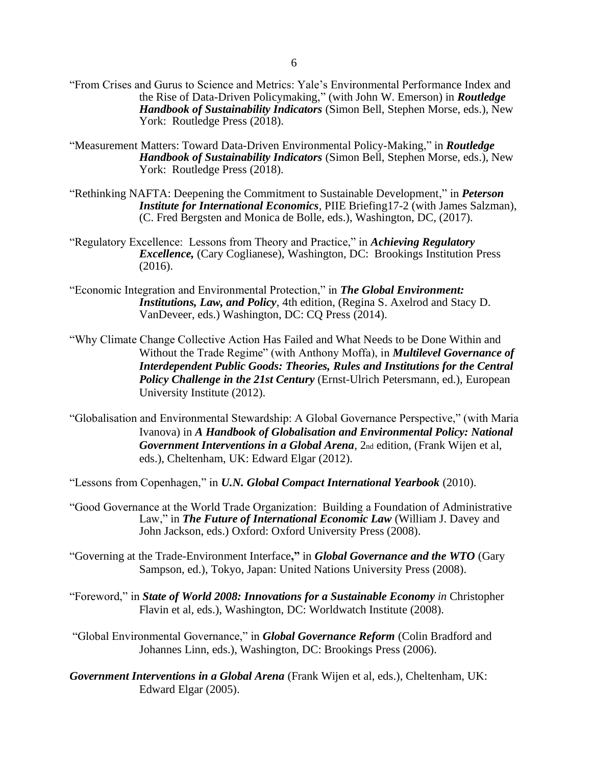"From Crises and Gurus to Science and Metrics: Yale's Environmental Performance Index and the Rise of Data-Driven Policymaking," (with John W. Emerson) in ***Routledge Handbook of Sustainability Indicators*** (Simon Bell, Stephen Morse, eds.), New York: Routledge Press (2018).

"Measurement Matters: Toward Data-Driven Environmental Policy-Making," in ***Routledge Handbook of Sustainability Indicators*** (Simon Bell, Stephen Morse, eds.), New York: Routledge Press (2018).

"Rethinking NAFTA: Deepening the Commitment to Sustainable Development," in ***Peterson Institute for International Economics***, PIIE Briefing17-2 (with James Salzman), (C. Fred Bergsten and Monica de Bolle, eds.), Washington, DC, (2017).

"Regulatory Excellence: Lessons from Theory and Practice," in ***Achieving Regulatory Excellence,*** (Cary Coglianese), Washington, DC: Brookings Institution Press (2016).

"Economic Integration and Environmental Protection," in ***The Global Environment: Institutions, Law, and Policy***, 4th edition, (Regina S. Axelrod and Stacy D. VanDeveer, eds.) Washington, DC: CQ Press (2014).

"Why Climate Change Collective Action Has Failed and What Needs to be Done Within and Without the Trade Regime" (with Anthony Moffa), in ***Multilevel Governance of Interdependent Public Goods: Theories, Rules and Institutions for the Central Policy Challenge in the 21st Century*** (Ernst-Ulrich Petersmann, ed.), European University Institute (2012).

"Globalisation and Environmental Stewardship: A Global Governance Perspective," (with Maria Ivanova) in ***A Handbook of Globalisation and Environmental Policy: National Government Interventions in a Global Arena***, 2nd edition, (Frank Wijen et al, eds.), Cheltenham, UK: Edward Elgar (2012).

"Lessons from Copenhagen," in ***U.N. Global Compact International Yearbook*** (2010).

"Good Governance at the World Trade Organization: Building a Foundation of Administrative Law," in ***The Future of International Economic Law*** (William J. Davey and John Jackson, eds.) Oxford: Oxford University Press (2008).

"Governing at the Trade-Environment Interface**,"** in ***Global Governance and the WTO*** (Gary Sampson, ed.), Tokyo, Japan: United Nations University Press (2008).

"Foreword," in ***State of World 2008: Innovations for a Sustainable Economy*** *in* Christopher Flavin et al, eds.), Washington, DC: Worldwatch Institute (2008).

"Global Environmental Governance," in ***Global Governance Reform*** (Colin Bradford and Johannes Linn, eds.), Washington, DC: Brookings Press (2006).

***Government Interventions in a Global Arena*** (Frank Wijen et al, eds.), Cheltenham, UK: Edward Elgar (2005).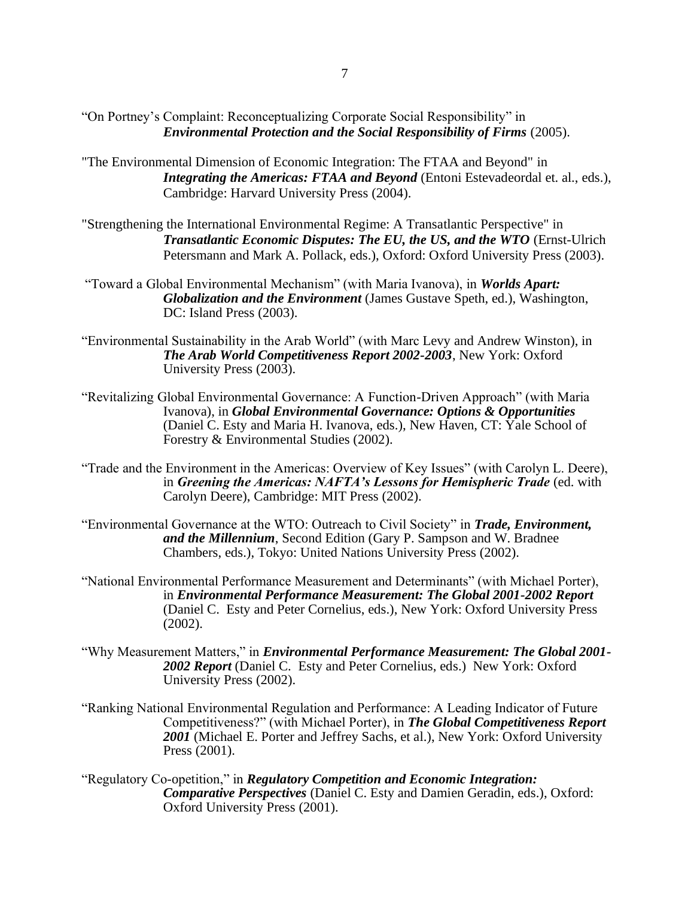"On Portney's Complaint: Reconceptualizing Corporate Social Responsibility" in ***Environmental Protection and the Social Responsibility of Firms*** (2005).

"The Environmental Dimension of Economic Integration: The FTAA and Beyond" in ***Integrating the Americas: FTAA and Beyond*** (Entoni Estevadeordal et. al., eds.), Cambridge: Harvard University Press (2004).

"Strengthening the International Environmental Regime: A Transatlantic Perspective" in ***Transatlantic Economic Disputes: The EU, the US, and the WTO*** (Ernst-Ulrich Petersmann and Mark A. Pollack, eds.), Oxford: Oxford University Press (2003).

"Toward a Global Environmental Mechanism" (with Maria Ivanova), in ***Worlds Apart: Globalization and the Environment*** (James Gustave Speth, ed.), Washington, DC: Island Press (2003).

"Environmental Sustainability in the Arab World" (with Marc Levy and Andrew Winston), in ***The Arab World Competitiveness Report 2002-2003***, New York: Oxford University Press (2003).

"Revitalizing Global Environmental Governance: A Function-Driven Approach" (with Maria Ivanova), in ***Global Environmental Governance: Options & Opportunities*** (Daniel C. Esty and Maria H. Ivanova, eds.), New Haven, CT: Yale School of Forestry & Environmental Studies (2002).

"Trade and the Environment in the Americas: Overview of Key Issues" (with Carolyn L. Deere), in ***Greening the Americas: NAFTA's Lessons for Hemispheric Trade*** (ed. with Carolyn Deere), Cambridge: MIT Press (2002).

"Environmental Governance at the WTO: Outreach to Civil Society" in ***Trade, Environment, and the Millennium***, Second Edition (Gary P. Sampson and W. Bradnee Chambers, eds.), Tokyo: United Nations University Press (2002).

"National Environmental Performance Measurement and Determinants" (with Michael Porter), in ***Environmental Performance Measurement: The Global 2001-2002 Report*** (Daniel C. Esty and Peter Cornelius, eds.), New York: Oxford University Press (2002).

"Why Measurement Matters," in ***Environmental Performance Measurement: The Global 2001-2002 Report*** (Daniel C. Esty and Peter Cornelius, eds.) New York: Oxford University Press (2002).

"Ranking National Environmental Regulation and Performance: A Leading Indicator of Future Competitiveness?" (with Michael Porter), in ***The Global Competitiveness Report 2001*** (Michael E. Porter and Jeffrey Sachs, et al.), New York: Oxford University Press (2001).

"Regulatory Co-opetition," in ***Regulatory Competition and Economic Integration: Comparative Perspectives*** (Daniel C. Esty and Damien Geradin, eds.), Oxford: Oxford University Press (2001).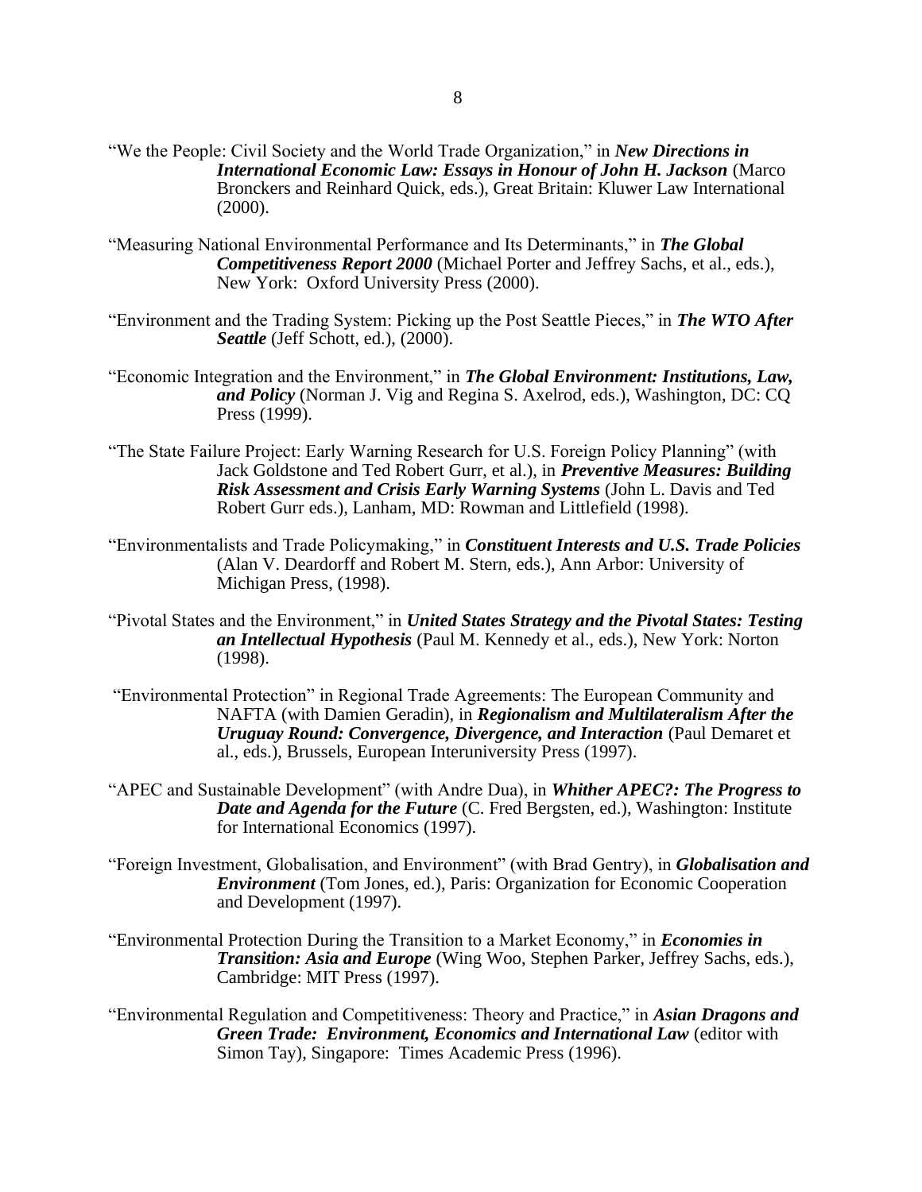"We the People: Civil Society and the World Trade Organization," in ***New Directions in International Economic Law: Essays in Honour of John H. Jackson*** (Marco Bronckers and Reinhard Quick, eds.), Great Britain: Kluwer Law International (2000).

"Measuring National Environmental Performance and Its Determinants," in ***The Global Competitiveness Report 2000*** (Michael Porter and Jeffrey Sachs, et al., eds.), New York: Oxford University Press (2000).

"Environment and the Trading System: Picking up the Post Seattle Pieces," in ***The WTO After Seattle*** (Jeff Schott, ed.), (2000).

"Economic Integration and the Environment," in ***The Global Environment: Institutions, Law, and Policy*** (Norman J. Vig and Regina S. Axelrod, eds.), Washington, DC: CQ Press (1999).

"The State Failure Project: Early Warning Research for U.S. Foreign Policy Planning" (with Jack Goldstone and Ted Robert Gurr, et al.), in ***Preventive Measures: Building Risk Assessment and Crisis Early Warning Systems*** (John L. Davis and Ted Robert Gurr eds.), Lanham, MD: Rowman and Littlefield (1998).

"Environmentalists and Trade Policymaking," in ***Constituent Interests and U.S. Trade Policies*** (Alan V. Deardorff and Robert M. Stern, eds.), Ann Arbor: University of Michigan Press, (1998).

"Pivotal States and the Environment," in ***United States Strategy and the Pivotal States: Testing an Intellectual Hypothesis*** (Paul M. Kennedy et al., eds.), New York: Norton (1998).

"Environmental Protection" in Regional Trade Agreements: The European Community and NAFTA (with Damien Geradin), in ***Regionalism and Multilateralism After the Uruguay Round: Convergence, Divergence, and Interaction*** (Paul Demaret et al., eds.), Brussels, European Interuniversity Press (1997).

"APEC and Sustainable Development" (with Andre Dua), in ***Whither APEC?: The Progress to Date and Agenda for the Future*** (C. Fred Bergsten, ed.), Washington: Institute for International Economics (1997).

"Foreign Investment, Globalisation, and Environment" (with Brad Gentry), in ***Globalisation and Environment*** (Tom Jones, ed.), Paris: Organization for Economic Cooperation and Development (1997).

"Environmental Protection During the Transition to a Market Economy," in ***Economies in Transition: Asia and Europe*** (Wing Woo, Stephen Parker, Jeffrey Sachs, eds.), Cambridge: MIT Press (1997).

"Environmental Regulation and Competitiveness: Theory and Practice," in ***Asian Dragons and Green Trade: Environment, Economics and International Law*** (editor with Simon Tay), Singapore: Times Academic Press (1996).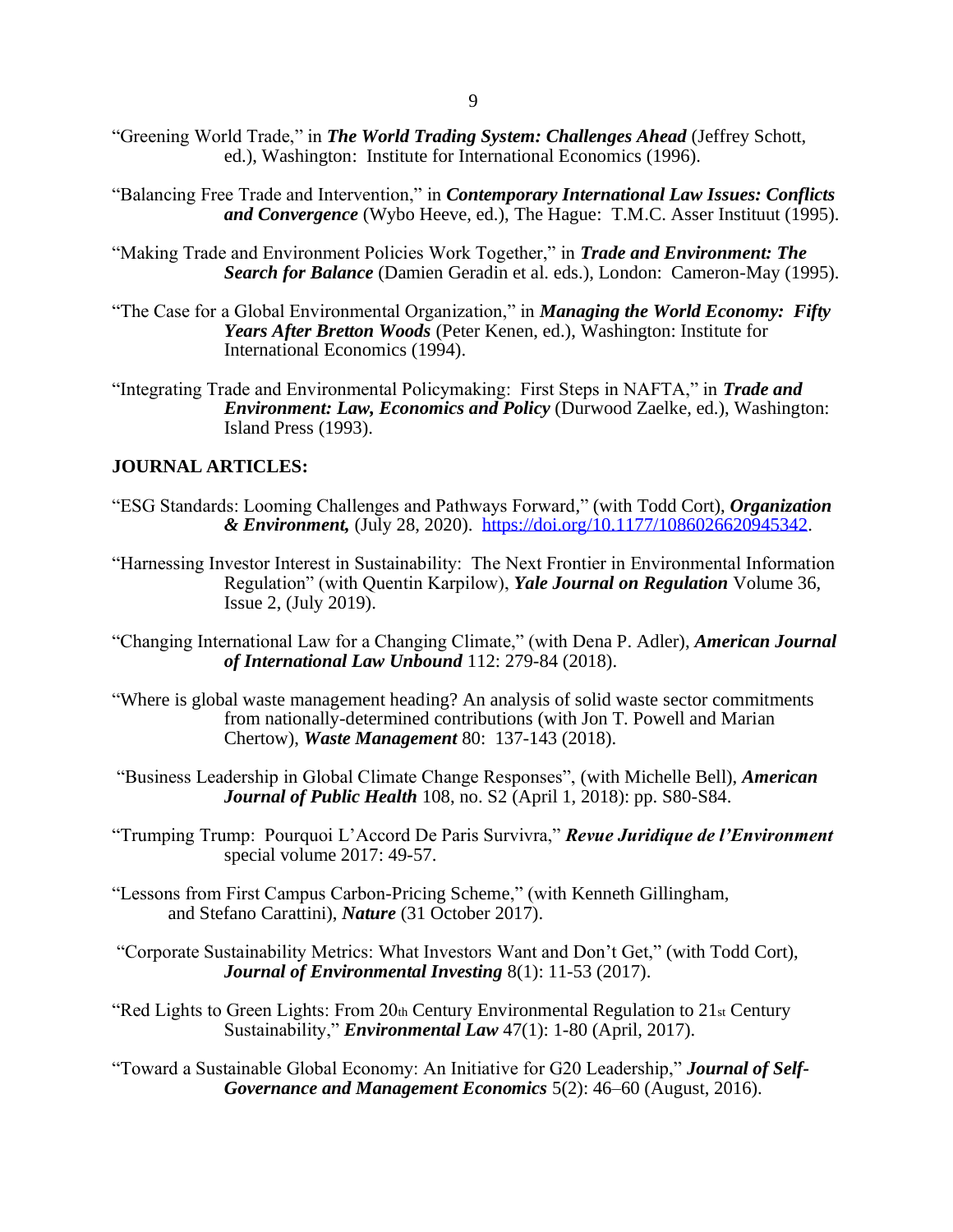"Greening World Trade," in ***The World Trading System: Challenges Ahead*** (Jeffrey Schott, ed.), Washington: Institute for International Economics (1996).

"Balancing Free Trade and Intervention," in ***Contemporary International Law Issues: Conflicts and Convergence*** (Wybo Heeve, ed.), The Hague: T.M.C. Asser Instituut (1995).

"Making Trade and Environment Policies Work Together," in ***Trade and Environment: The Search for Balance*** (Damien Geradin et al. eds.), London: Cameron-May (1995).

"The Case for a Global Environmental Organization," in ***Managing the World Economy: Fifty Years After Bretton Woods*** (Peter Kenen, ed.), Washington: Institute for International Economics (1994).

"Integrating Trade and Environmental Policymaking: First Steps in NAFTA," in ***Trade and Environment: Law, Economics and Policy*** (Durwood Zaelke, ed.), Washington: Island Press (1993).

**JOURNAL ARTICLES:**

"ESG Standards: Looming Challenges and Pathways Forward," (with Todd Cort), ***Organization & Environment,*** (July 28, 2020). https://doi.org/10.1177/1086026620945342.

"Harnessing Investor Interest in Sustainability: The Next Frontier in Environmental Information Regulation" (with Quentin Karpilow), ***Yale Journal on Regulation*** Volume 36, Issue 2, (July 2019).

"Changing International Law for a Changing Climate," (with Dena P. Adler), ***American Journal of International Law Unbound*** 112: 279-84 (2018).

"Where is global waste management heading? An analysis of solid waste sector commitments from nationally-determined contributions (with Jon T. Powell and Marian Chertow), ***Waste Management*** 80: 137-143 (2018).

"Business Leadership in Global Climate Change Responses", (with Michelle Bell), ***American Journal of Public Health*** 108, no. S2 (April 1, 2018): pp. S80-S84.

"Trumping Trump: Pourquoi L'Accord De Paris Survivra," ***Revue Juridique de l'Environment*** special volume 2017: 49-57.

"Lessons from First Campus Carbon-Pricing Scheme," (with Kenneth Gillingham, and Stefano Carattini), ***Nature*** (31 October 2017).

"Corporate Sustainability Metrics: What Investors Want and Don't Get," (with Todd Cort), ***Journal of Environmental Investing*** 8(1): 11-53 (2017).

"Red Lights to Green Lights: From 20th Century Environmental Regulation to 21st Century Sustainability," ***Environmental Law*** 47(1): 1-80 (April, 2017).

"Toward a Sustainable Global Economy: An Initiative for G20 Leadership," ***Journal of Self-Governance and Management Economics*** 5(2): 46–60 (August, 2016).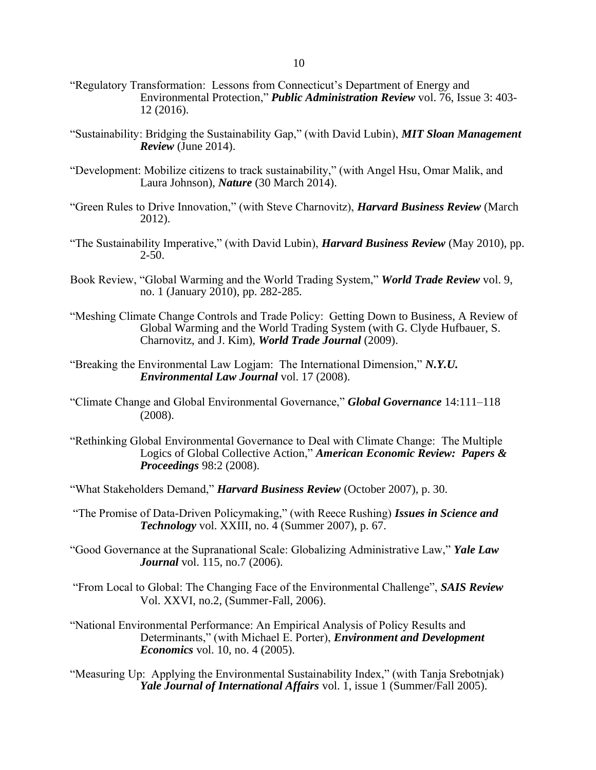"Regulatory Transformation: Lessons from Connecticut's Department of Energy and Environmental Protection," ***Public Administration Review*** vol. 76, Issue 3: 403-12 (2016).

"Sustainability: Bridging the Sustainability Gap," (with David Lubin), ***MIT Sloan Management Review*** (June 2014).

"Development: Mobilize citizens to track sustainability," (with Angel Hsu, Omar Malik, and Laura Johnson), ***Nature*** (30 March 2014).

"Green Rules to Drive Innovation," (with Steve Charnovitz), ***Harvard Business Review*** (March 2012).

"The Sustainability Imperative," (with David Lubin), ***Harvard Business Review*** (May 2010), pp. 2-50.

Book Review, "Global Warming and the World Trading System," ***World Trade Review*** vol. 9, no. 1 (January 2010), pp. 282-285.

"Meshing Climate Change Controls and Trade Policy: Getting Down to Business, A Review of Global Warming and the World Trading System (with G. Clyde Hufbauer, S. Charnovitz, and J. Kim), ***World Trade Journal*** (2009).

"Breaking the Environmental Law Logjam: The International Dimension," ***N.Y.U. Environmental Law Journal*** vol. 17 (2008).

"Climate Change and Global Environmental Governance," ***Global Governance*** 14:111–118 (2008).

"Rethinking Global Environmental Governance to Deal with Climate Change: The Multiple Logics of Global Collective Action," ***American Economic Review: Papers & Proceedings*** 98:2 (2008).

"What Stakeholders Demand," ***Harvard Business Review*** (October 2007), p. 30.

"The Promise of Data-Driven Policymaking," (with Reece Rushing) ***Issues in Science and Technology*** vol. XXIII, no. 4 (Summer 2007), p. 67.

"Good Governance at the Supranational Scale: Globalizing Administrative Law," ***Yale Law Journal*** vol. 115, no.7 (2006).

"From Local to Global: The Changing Face of the Environmental Challenge", ***SAIS Review*** Vol. XXVI, no.2, (Summer-Fall, 2006).

"National Environmental Performance: An Empirical Analysis of Policy Results and Determinants," (with Michael E. Porter), ***Environment and Development Economics*** vol. 10, no. 4 (2005).

"Measuring Up: Applying the Environmental Sustainability Index," (with Tanja Srebotnjak) ***Yale Journal of International Affairs*** vol. 1, issue 1 (Summer/Fall 2005).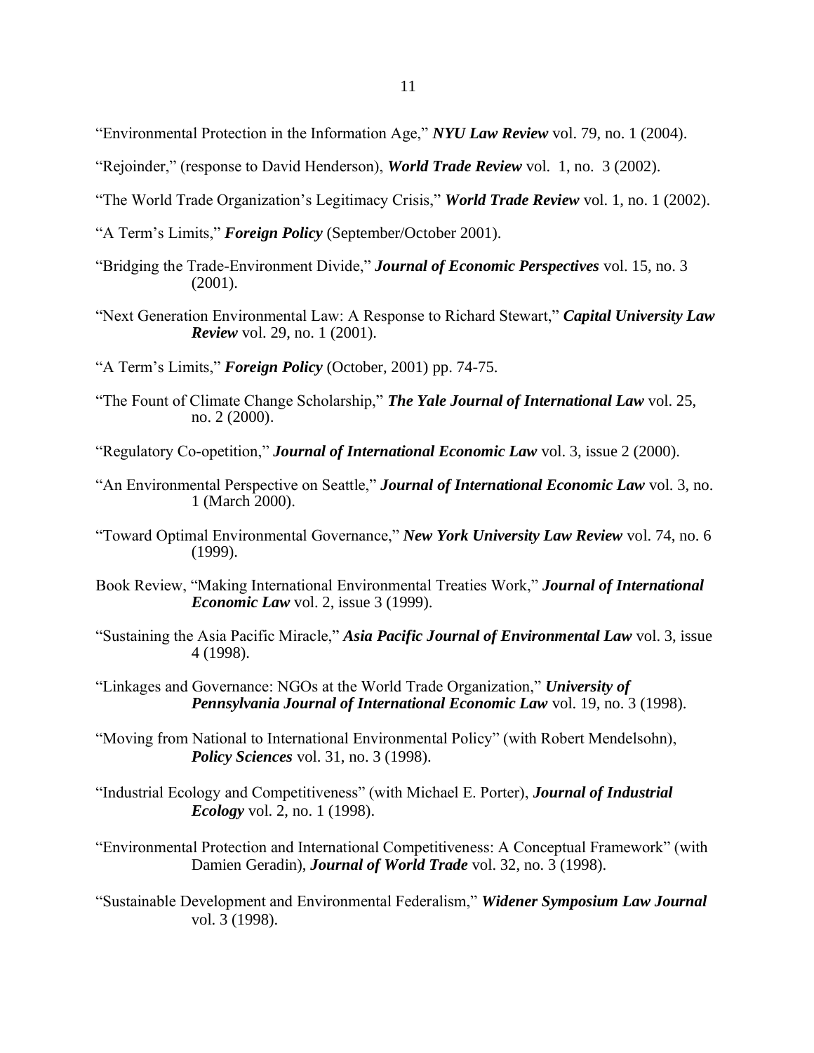"Environmental Protection in the Information Age," ***NYU Law Review*** vol. 79, no. 1 (2004).

"Rejoinder," (response to David Henderson), ***World Trade Review*** vol. 1, no. 3 (2002).

"The World Trade Organization's Legitimacy Crisis," ***World Trade Review*** vol. 1, no. 1 (2002).

"A Term's Limits," ***Foreign Policy*** (September/October 2001).

"Bridging the Trade-Environment Divide," ***Journal of Economic Perspectives*** vol. 15, no. 3 (2001).

"Next Generation Environmental Law: A Response to Richard Stewart," ***Capital University Law Review*** vol. 29, no. 1 (2001).

"A Term's Limits," ***Foreign Policy*** (October, 2001) pp. 74-75.

"The Fount of Climate Change Scholarship," ***The Yale Journal of International Law*** vol. 25, no. 2 (2000).

"Regulatory Co-opetition," ***Journal of International Economic Law*** vol. 3, issue 2 (2000).

"An Environmental Perspective on Seattle," ***Journal of International Economic Law*** vol. 3, no. 1 (March 2000).

"Toward Optimal Environmental Governance," ***New York University Law Review*** vol. 74, no. 6 (1999).

Book Review, "Making International Environmental Treaties Work," ***Journal of International Economic Law*** vol. 2, issue 3 (1999).

"Sustaining the Asia Pacific Miracle," ***Asia Pacific Journal of Environmental Law*** vol. 3, issue 4 (1998).

"Linkages and Governance: NGOs at the World Trade Organization," ***University of Pennsylvania Journal of International Economic Law*** vol. 19, no. 3 (1998).

"Moving from National to International Environmental Policy" (with Robert Mendelsohn), ***Policy Sciences*** vol. 31, no. 3 (1998).

"Industrial Ecology and Competitiveness" (with Michael E. Porter), ***Journal of Industrial Ecology*** vol. 2, no. 1 (1998).

"Environmental Protection and International Competitiveness: A Conceptual Framework" (with Damien Geradin), ***Journal of World Trade*** vol. 32, no. 3 (1998).

"Sustainable Development and Environmental Federalism," ***Widener Symposium Law Journal*** vol. 3 (1998).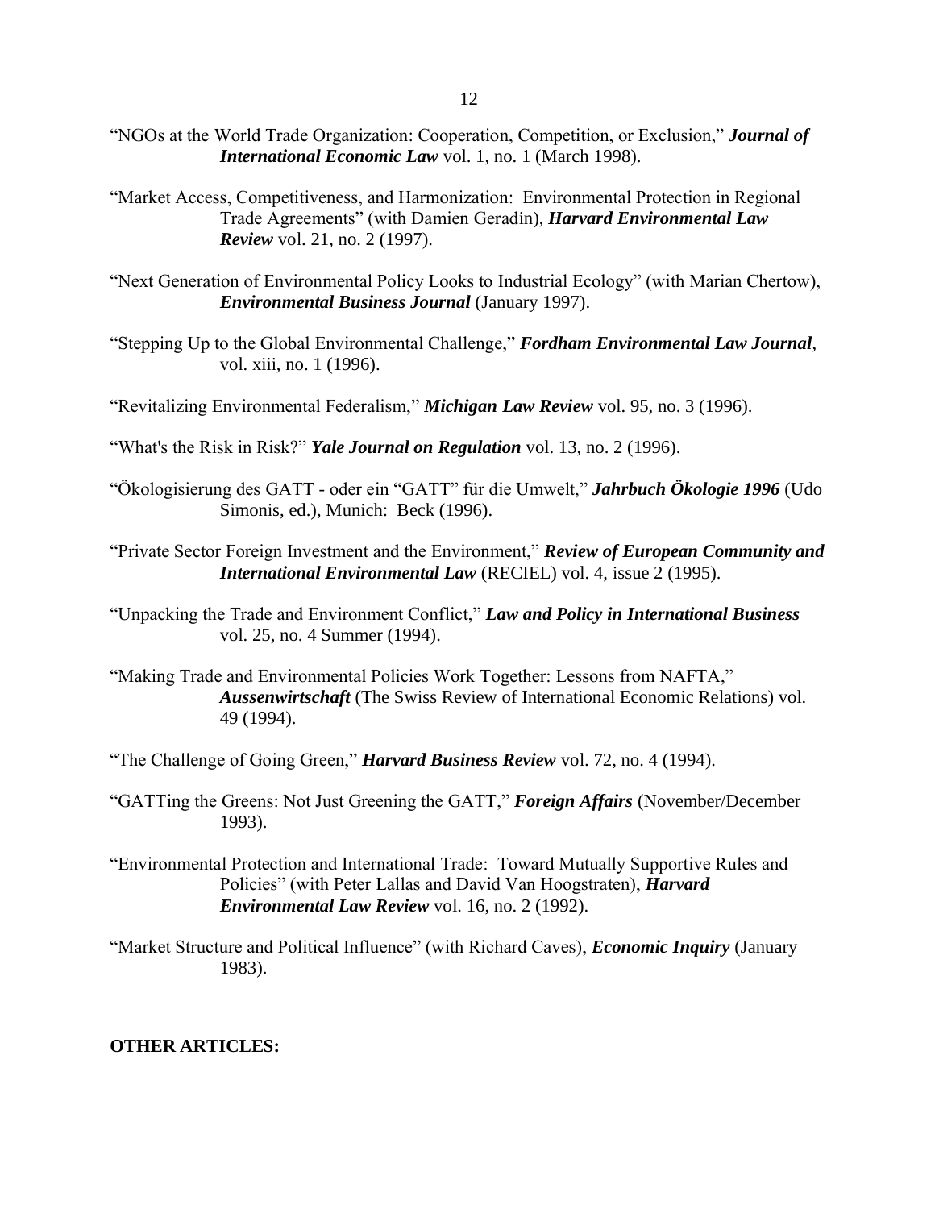"NGOs at the World Trade Organization: Cooperation, Competition, or Exclusion," ***Journal of International Economic Law*** vol. 1, no. 1 (March 1998).

"Market Access, Competitiveness, and Harmonization: Environmental Protection in Regional Trade Agreements" (with Damien Geradin), ***Harvard Environmental Law Review*** vol. 21, no. 2 (1997).

"Next Generation of Environmental Policy Looks to Industrial Ecology" (with Marian Chertow), ***Environmental Business Journal*** (January 1997).

"Stepping Up to the Global Environmental Challenge," ***Fordham Environmental Law Journal***, vol. xiii, no. 1 (1996).

"Revitalizing Environmental Federalism," ***Michigan Law Review*** vol. 95, no. 3 (1996).

"What's the Risk in Risk?" ***Yale Journal on Regulation*** vol. 13, no. 2 (1996).

"Ökologisierung des GATT - oder ein "GATT" für die Umwelt," ***Jahrbuch Ökologie 1996*** (Udo Simonis, ed.), Munich: Beck (1996).

"Private Sector Foreign Investment and the Environment," ***Review of European Community and International Environmental Law*** (RECIEL) vol. 4, issue 2 (1995).

"Unpacking the Trade and Environment Conflict," ***Law and Policy in International Business*** vol. 25, no. 4 Summer (1994).

"Making Trade and Environmental Policies Work Together: Lessons from NAFTA," ***Aussenwirtschaft*** (The Swiss Review of International Economic Relations) vol. 49 (1994).

"The Challenge of Going Green," ***Harvard Business Review*** vol. 72, no. 4 (1994).

"GATTing the Greens: Not Just Greening the GATT," ***Foreign Affairs*** (November/December 1993).

"Environmental Protection and International Trade: Toward Mutually Supportive Rules and Policies" (with Peter Lallas and David Van Hoogstraten), ***Harvard Environmental Law Review*** vol. 16, no. 2 (1992).

"Market Structure and Political Influence" (with Richard Caves), ***Economic Inquiry*** (January 1983).

**OTHER ARTICLES:**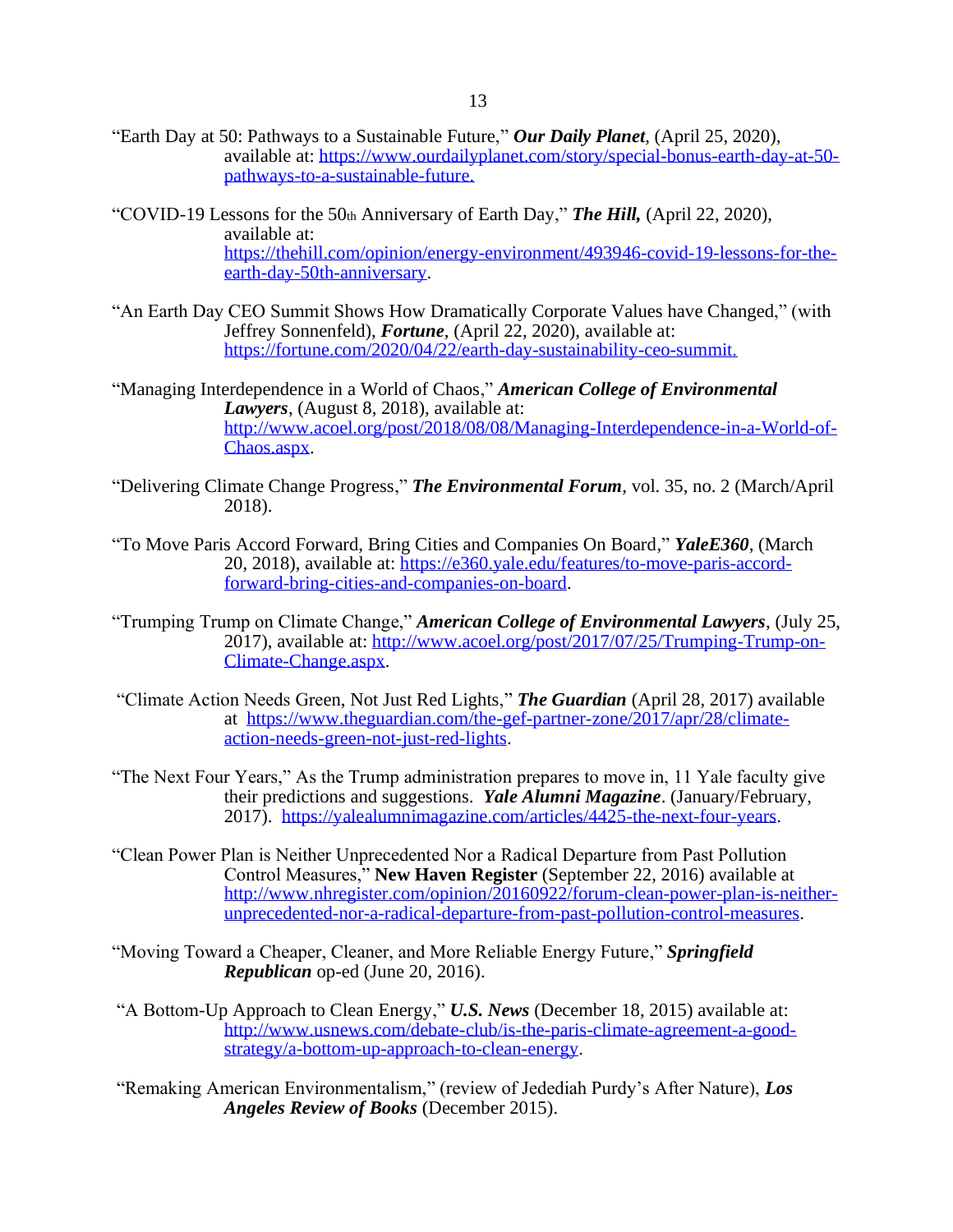"Earth Day at 50: Pathways to a Sustainable Future," ***Our Daily Planet***, (April 25, 2020), available at: https://www.ourdailyplanet.com/story/special-bonus-earth-day-at-50-pathways-to-a-sustainable-future.

"COVID-19 Lessons for the 50th Anniversary of Earth Day," ***The Hill,*** (April 22, 2020), available at: https://thehill.com/opinion/energy-environment/493946-covid-19-lessons-for-the-earth-day-50th-anniversary.

"An Earth Day CEO Summit Shows How Dramatically Corporate Values have Changed," (with Jeffrey Sonnenfeld), ***Fortune***, (April 22, 2020), available at: https://fortune.com/2020/04/22/earth-day-sustainability-ceo-summit.

"Managing Interdependence in a World of Chaos," ***American College of Environmental Lawyers***, (August 8, 2018), available at: http://www.acoel.org/post/2018/08/08/Managing-Interdependence-in-a-World-of-Chaos.aspx.

"Delivering Climate Change Progress," ***The Environmental Forum***, vol. 35, no. 2 (March/April 2018).

"To Move Paris Accord Forward, Bring Cities and Companies On Board," ***YaleE360***, (March 20, 2018), available at: https://e360.yale.edu/features/to-move-paris-accord-forward-bring-cities-and-companies-on-board.

"Trumping Trump on Climate Change," ***American College of Environmental Lawyers***, (July 25, 2017), available at: http://www.acoel.org/post/2017/07/25/Trumping-Trump-on-Climate-Change.aspx.

"Climate Action Needs Green, Not Just Red Lights," ***The Guardian*** (April 28, 2017) available at https://www.theguardian.com/the-gef-partner-zone/2017/apr/28/climate-action-needs-green-not-just-red-lights.

"The Next Four Years," As the Trump administration prepares to move in, 11 Yale faculty give their predictions and suggestions. ***Yale Alumni Magazine***. (January/February, 2017). https://yalealumnimagazine.com/articles/4425-the-next-four-years.

"Clean Power Plan is Neither Unprecedented Nor a Radical Departure from Past Pollution Control Measures," **New Haven Register** (September 22, 2016) available at http://www.nhregister.com/opinion/20160922/forum-clean-power-plan-is-neither-unprecedented-nor-a-radical-departure-from-past-pollution-control-measures.

"Moving Toward a Cheaper, Cleaner, and More Reliable Energy Future," ***Springfield Republican*** op-ed (June 20, 2016).

"A Bottom-Up Approach to Clean Energy," ***U.S. News*** (December 18, 2015) available at: http://www.usnews.com/debate-club/is-the-paris-climate-agreement-a-good-strategy/a-bottom-up-approach-to-clean-energy.

"Remaking American Environmentalism," (review of Jedediah Purdy's After Nature), ***Los Angeles Review of Books*** (December 2015).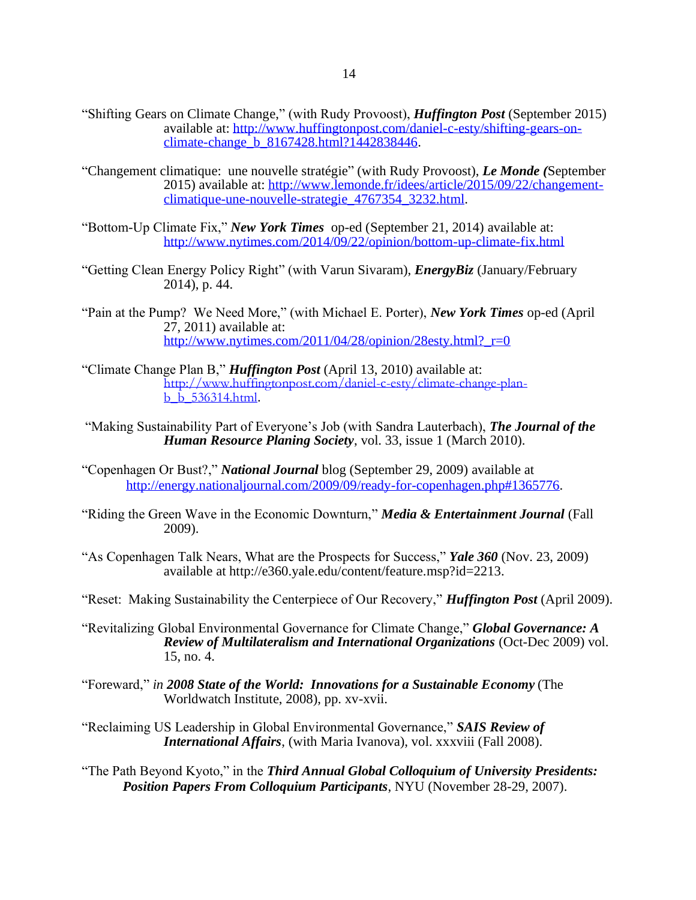"Shifting Gears on Climate Change," (with Rudy Provoost), ***Huffington Post*** (September 2015) available at: [http://www.huffingtonpost.com/daniel-c-esty/shifting-gears-on-climate-change_b_8167428.html?1442838446](http://www.huffingtonpost.com/daniel-c-esty/shifting-gears-on-climate-change_b_8167428.html?1442838446).

"Changement climatique: une nouvelle stratégie" (with Rudy Provoost), ***Le Monde (***September 2015) available at: [http://www.lemonde.fr/idees/article/2015/09/22/changement-climatique-une-nouvelle-strategie_4767354_3232.html](http://www.lemonde.fr/idees/article/2015/09/22/changement-climatique-une-nouvelle-strategie_4767354_3232.html).

"Bottom-Up Climate Fix," ***New York Times*** op-ed (September 21, 2014) available at: [http://www.nytimes.com/2014/09/22/opinion/bottom-up-climate-fix.html](http://www.nytimes.com/2014/09/22/opinion/bottom-up-climate-fix.html)

"Getting Clean Energy Policy Right" (with Varun Sivaram), ***EnergyBiz*** (January/February 2014), p. 44.

"Pain at the Pump? We Need More," (with Michael E. Porter), ***New York Times*** op-ed (April 27, 2011) available at: [http://www.nytimes.com/2011/04/28/opinion/28esty.html?_r=0](http://www.nytimes.com/2011/04/28/opinion/28esty.html?_r=0)

"Climate Change Plan B," ***Huffington Post*** (April 13, 2010) available at: [http://www.huffingtonpost.com/daniel-c-esty/climate-change-plan-b_b_536314.html](http://www.huffingtonpost.com/daniel-c-esty/climate-change-plan-b_b_536314.html).

"Making Sustainability Part of Everyone's Job (with Sandra Lauterbach), ***The Journal of the Human Resource Planing Society***, vol. 33, issue 1 (March 2010).

"Copenhagen Or Bust?," ***National Journal*** blog (September 29, 2009) available at [http://energy.nationaljournal.com/2009/09/ready-for-copenhagen.php#1365776](http://energy.nationaljournal.com/2009/09/ready-for-copenhagen.php#1365776).

"Riding the Green Wave in the Economic Downturn," ***Media & Entertainment Journal*** (Fall 2009).

"As Copenhagen Talk Nears, What are the Prospects for Success," ***Yale 360*** (Nov. 23, 2009) available at http://e360.yale.edu/content/feature.msp?id=2213.

"Reset: Making Sustainability the Centerpiece of Our Recovery," ***Huffington Post*** (April 2009).

"Revitalizing Global Environmental Governance for Climate Change," ***Global Governance: A Review of Multilateralism and International Organizations*** (Oct-Dec 2009) vol. 15, no. 4.

"Foreward," *in* ***2008 State of the World: Innovations for a Sustainable Economy*** (The Worldwatch Institute, 2008), pp. xv-xvii.

"Reclaiming US Leadership in Global Environmental Governance," ***SAIS Review of International Affairs***, (with Maria Ivanova), vol. xxxviii (Fall 2008).

"The Path Beyond Kyoto," in the ***Third Annual Global Colloquium of University Presidents: Position Papers From Colloquium Participants***, NYU (November 28-29, 2007).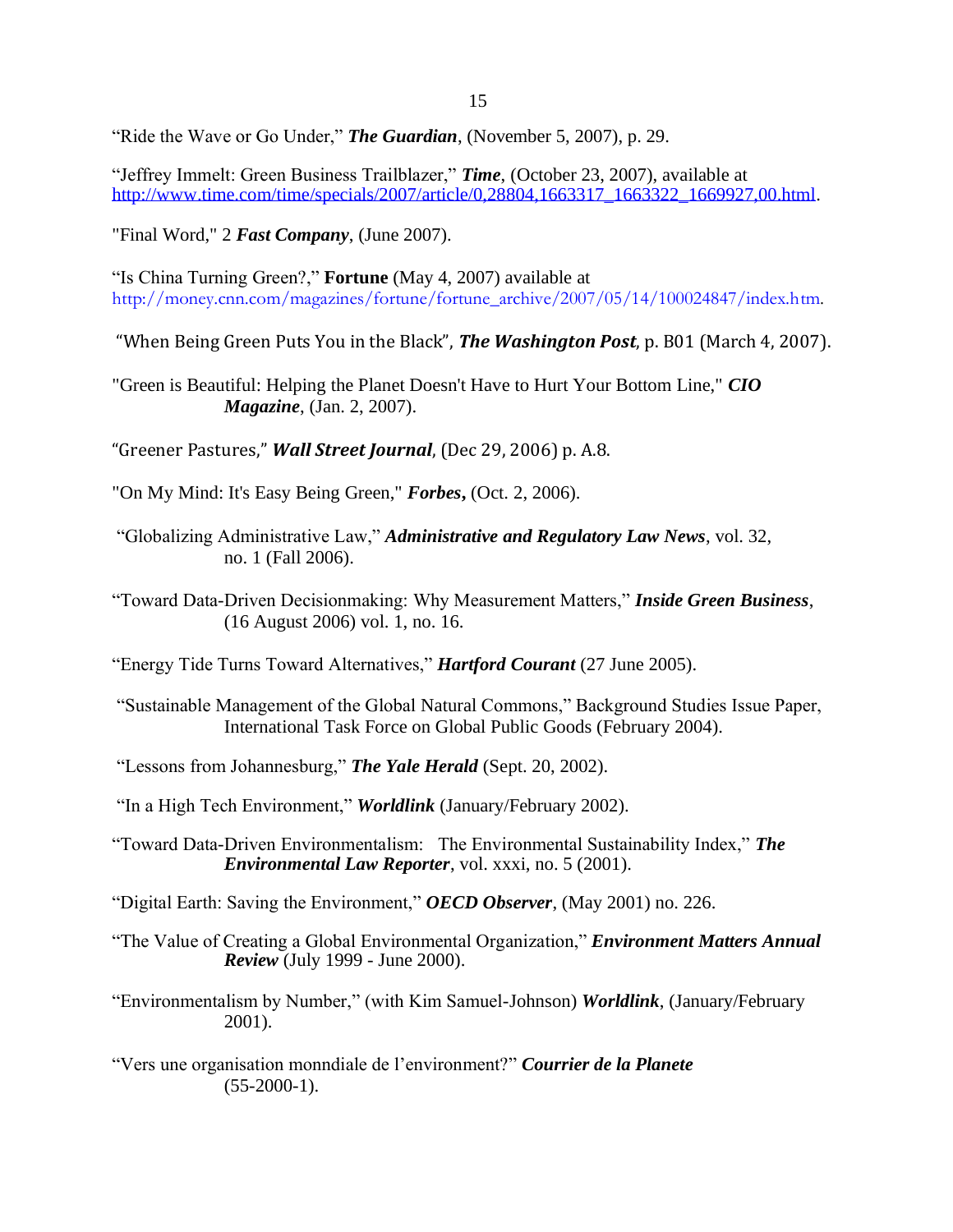“Ride the Wave or Go Under,” ***The Guardian***, (November 5, 2007), p. 29.

“Jeffrey Immelt: Green Business Trailblazer,” ***Time***, (October 23, 2007), available at http://www.time.com/time/specials/2007/article/0,28804,1663317_1663322_1669927,00.html.

"Final Word," 2 ***Fast Company***, (June 2007).

“Is China Turning Green?,” **Fortune** (May 4, 2007) available at http://money.cnn.com/magazines/fortune/fortune_archive/2007/05/14/100024847/index.htm.

“When Being Green Puts You in the Black”, ***The Washington Post***, p. B01 (March 4, 2007).

"Green is Beautiful: Helping the Planet Doesn't Have to Hurt Your Bottom Line," ***CIO Magazine***, (Jan. 2, 2007).

“Greener Pastures,” ***Wall Street Journal***, (Dec 29, 2006) p. A.8.

"On My Mind: It's Easy Being Green," ***Forbes*,** (Oct. 2, 2006).

“Globalizing Administrative Law,” ***Administrative and Regulatory Law News***, vol. 32, no. 1 (Fall 2006).

“Toward Data-Driven Decisionmaking: Why Measurement Matters,” ***Inside Green Business***, (16 August 2006) vol. 1, no. 16.

“Energy Tide Turns Toward Alternatives,” ***Hartford Courant*** (27 June 2005).

“Sustainable Management of the Global Natural Commons,” Background Studies Issue Paper, International Task Force on Global Public Goods (February 2004).

“Lessons from Johannesburg,” ***The Yale Herald*** (Sept. 20, 2002).

“In a High Tech Environment,” ***Worldlink*** (January/February 2002).

“Toward Data-Driven Environmentalism: The Environmental Sustainability Index,” ***The Environmental Law Reporter***, vol. xxxi, no. 5 (2001).

“Digital Earth: Saving the Environment,” ***OECD Observer***, (May 2001) no. 226.

“The Value of Creating a Global Environmental Organization,” ***Environment Matters Annual Review*** (July 1999 - June 2000).

“Environmentalism by Number,” (with Kim Samuel-Johnson) ***Worldlink***, (January/February 2001).

“Vers une organisation monndiale de l’environment?” ***Courrier de la Planete*** (55-2000-1).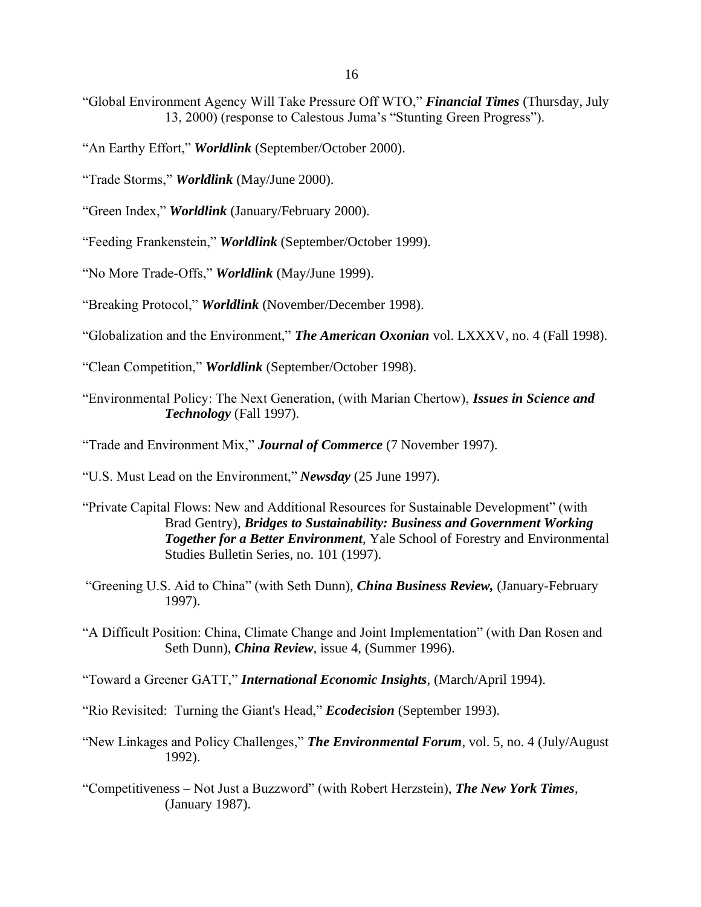"Global Environment Agency Will Take Pressure Off WTO," ***Financial Times*** (Thursday, July 13, 2000) (response to Calestous Juma's "Stunting Green Progress").

"An Earthy Effort," ***Worldlink*** (September/October 2000).

"Trade Storms," ***Worldlink*** (May/June 2000).

"Green Index," ***Worldlink*** (January/February 2000).

"Feeding Frankenstein," ***Worldlink*** (September/October 1999).

"No More Trade-Offs," ***Worldlink*** (May/June 1999).

"Breaking Protocol," ***Worldlink*** (November/December 1998).

"Globalization and the Environment," ***The American Oxonian*** vol. LXXXV, no. 4 (Fall 1998).

"Clean Competition," ***Worldlink*** (September/October 1998).

"Environmental Policy: The Next Generation, (with Marian Chertow), ***Issues in Science and Technology*** (Fall 1997).

"Trade and Environment Mix," ***Journal of Commerce*** (7 November 1997).

"U.S. Must Lead on the Environment," ***Newsday*** (25 June 1997).

"Private Capital Flows: New and Additional Resources for Sustainable Development" (with Brad Gentry), ***Bridges to Sustainability: Business and Government Working Together for a Better Environment***, Yale School of Forestry and Environmental Studies Bulletin Series, no. 101 (1997).

"Greening U.S. Aid to China" (with Seth Dunn), ***China Business Review,*** (January-February 1997).

"A Difficult Position: China, Climate Change and Joint Implementation" (with Dan Rosen and Seth Dunn), ***China Review***, issue 4, (Summer 1996).

"Toward a Greener GATT," ***International Economic Insights***, (March/April 1994).

"Rio Revisited: Turning the Giant's Head," ***Ecodecision*** (September 1993).

"New Linkages and Policy Challenges," ***The Environmental Forum***, vol. 5, no. 4 (July/August 1992).

"Competitiveness – Not Just a Buzzword" (with Robert Herzstein), ***The New York Times***, (January 1987).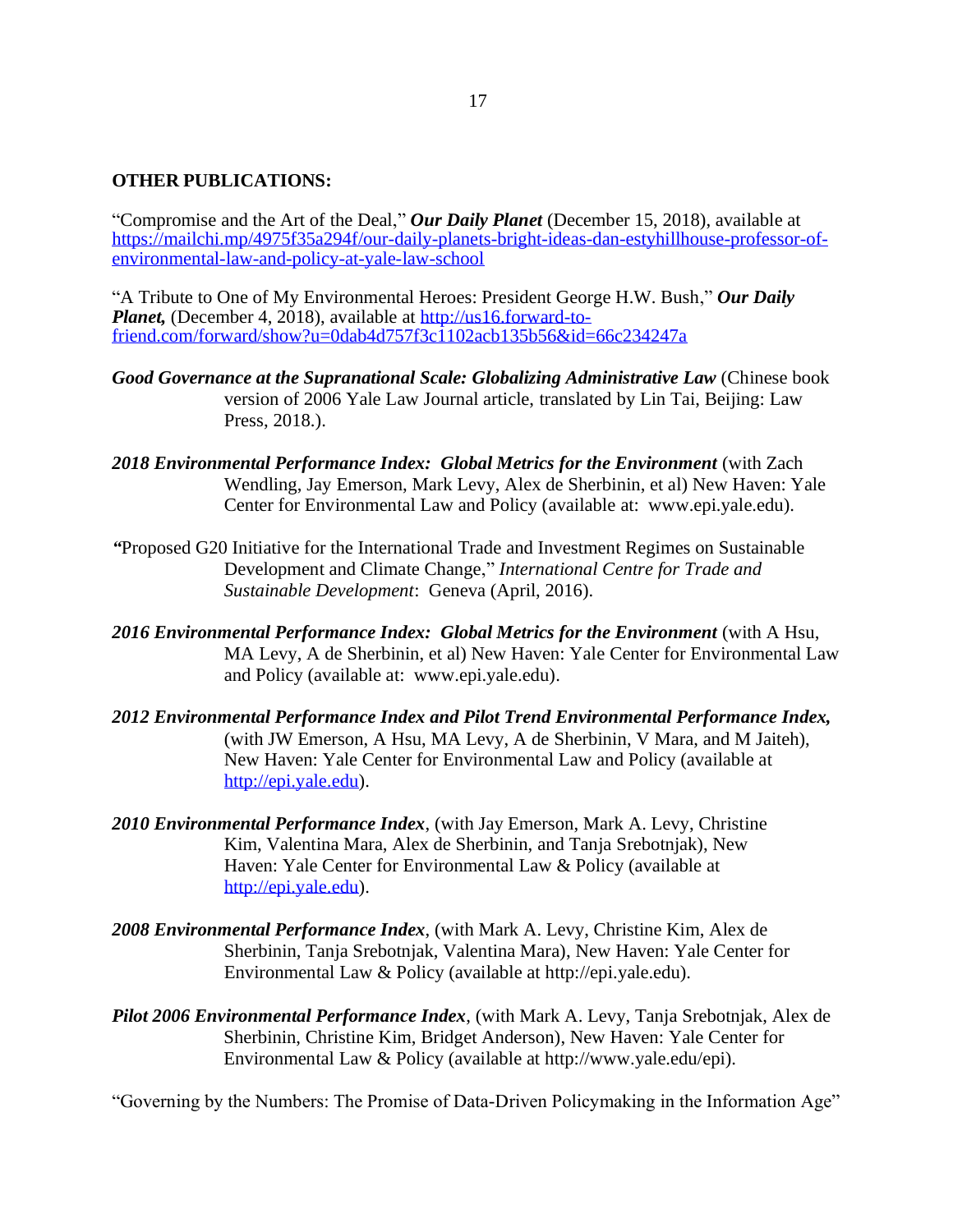**OTHER PUBLICATIONS:**

"Compromise and the Art of the Deal," ***Our Daily Planet*** (December 15, 2018), available at https://mailchi.mp/4975f35a294f/our-daily-planets-bright-ideas-dan-estyhillhouse-professor-of-environmental-law-and-policy-at-yale-law-school

"A Tribute to One of My Environmental Heroes: President George H.W. Bush," ***Our Daily Planet,*** (December 4, 2018), available at http://us16.forward-to-friend.com/forward/show?u=0dab4d757f3c1102acb135b56&id=66c234247a

***Good Governance at the Supranational Scale: Globalizing Administrative Law*** (Chinese book version of 2006 Yale Law Journal article, translated by Lin Tai, Beijing: Law Press, 2018.).

***2018 Environmental Performance Index: Global Metrics for the Environment*** (with Zach Wendling, Jay Emerson, Mark Levy, Alex de Sherbinin, et al) New Haven: Yale Center for Environmental Law and Policy (available at: www.epi.yale.edu).

"Proposed G20 Initiative for the International Trade and Investment Regimes on Sustainable Development and Climate Change," *International Centre for Trade and Sustainable Development*: Geneva (April, 2016).

***2016 Environmental Performance Index: Global Metrics for the Environment*** (with A Hsu, MA Levy, A de Sherbinin, et al) New Haven: Yale Center for Environmental Law and Policy (available at: www.epi.yale.edu).

***2012 Environmental Performance Index and Pilot Trend Environmental Performance Index,*** (with JW Emerson, A Hsu, MA Levy, A de Sherbinin, V Mara, and M Jaiteh), New Haven: Yale Center for Environmental Law and Policy (available at http://epi.yale.edu).

***2010 Environmental Performance Index***, (with Jay Emerson, Mark A. Levy, Christine Kim, Valentina Mara, Alex de Sherbinin, and Tanja Srebotnjak), New Haven: Yale Center for Environmental Law & Policy (available at http://epi.yale.edu).

***2008 Environmental Performance Index***, (with Mark A. Levy, Christine Kim, Alex de Sherbinin, Tanja Srebotnjak, Valentina Mara), New Haven: Yale Center for Environmental Law & Policy (available at http://epi.yale.edu).

***Pilot 2006 Environmental Performance Index***, (with Mark A. Levy, Tanja Srebotnjak, Alex de Sherbinin, Christine Kim, Bridget Anderson), New Haven: Yale Center for Environmental Law & Policy (available at http://www.yale.edu/epi).

"Governing by the Numbers: The Promise of Data-Driven Policymaking in the Information Age"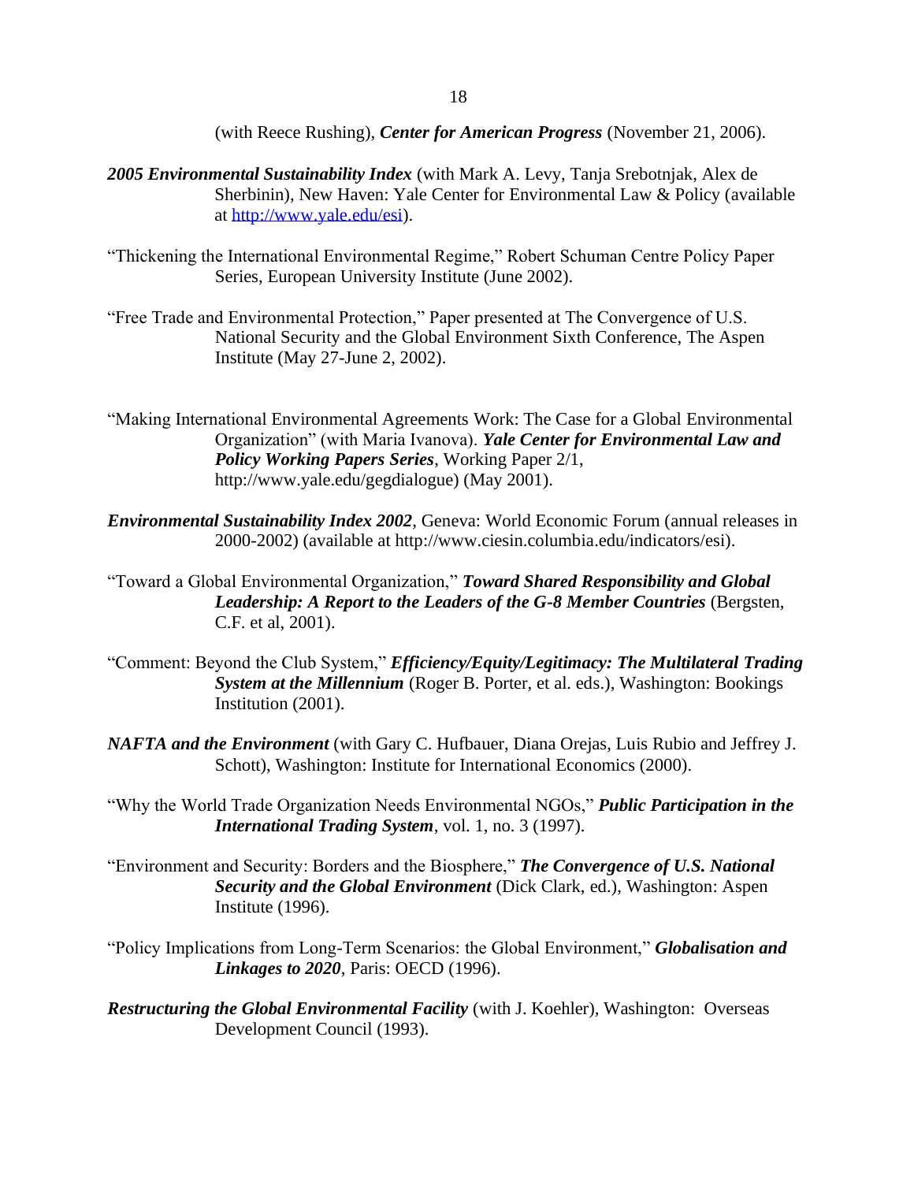(with Reece Rushing), ***Center for American Progress*** (November 21, 2006).

***2005 Environmental Sustainability Index*** (with Mark A. Levy, Tanja Srebotnjak, Alex de Sherbinin), New Haven: Yale Center for Environmental Law & Policy (available at [http://www.yale.edu/esi](http://www.yale.edu/esi)).

"Thickening the International Environmental Regime," Robert Schuman Centre Policy Paper Series, European University Institute (June 2002).

"Free Trade and Environmental Protection," Paper presented at The Convergence of U.S. National Security and the Global Environment Sixth Conference, The Aspen Institute (May 27-June 2, 2002).

"Making International Environmental Agreements Work: The Case for a Global Environmental Organization" (with Maria Ivanova). ***Yale Center for Environmental Law and Policy Working Papers Series***, Working Paper 2/1, http://www.yale.edu/gegdialogue) (May 2001).

***Environmental Sustainability Index 2002***, Geneva: World Economic Forum (annual releases in 2000-2002) (available at http://www.ciesin.columbia.edu/indicators/esi).

"Toward a Global Environmental Organization," ***Toward Shared Responsibility and Global Leadership: A Report to the Leaders of the G-8 Member Countries*** (Bergsten, C.F. et al, 2001).

"Comment: Beyond the Club System," ***Efficiency/Equity/Legitimacy: The Multilateral Trading System at the Millennium*** (Roger B. Porter, et al. eds.), Washington: Bookings Institution (2001).

***NAFTA and the Environment*** (with Gary C. Hufbauer, Diana Orejas, Luis Rubio and Jeffrey J. Schott), Washington: Institute for International Economics (2000).

"Why the World Trade Organization Needs Environmental NGOs," ***Public Participation in the International Trading System***, vol. 1, no. 3 (1997).

"Environment and Security: Borders and the Biosphere," ***The Convergence of U.S. National Security and the Global Environment*** (Dick Clark, ed.), Washington: Aspen Institute (1996).

"Policy Implications from Long-Term Scenarios: the Global Environment," ***Globalisation and Linkages to 2020***, Paris: OECD (1996).

***Restructuring the Global Environmental Facility*** (with J. Koehler), Washington: Overseas Development Council (1993).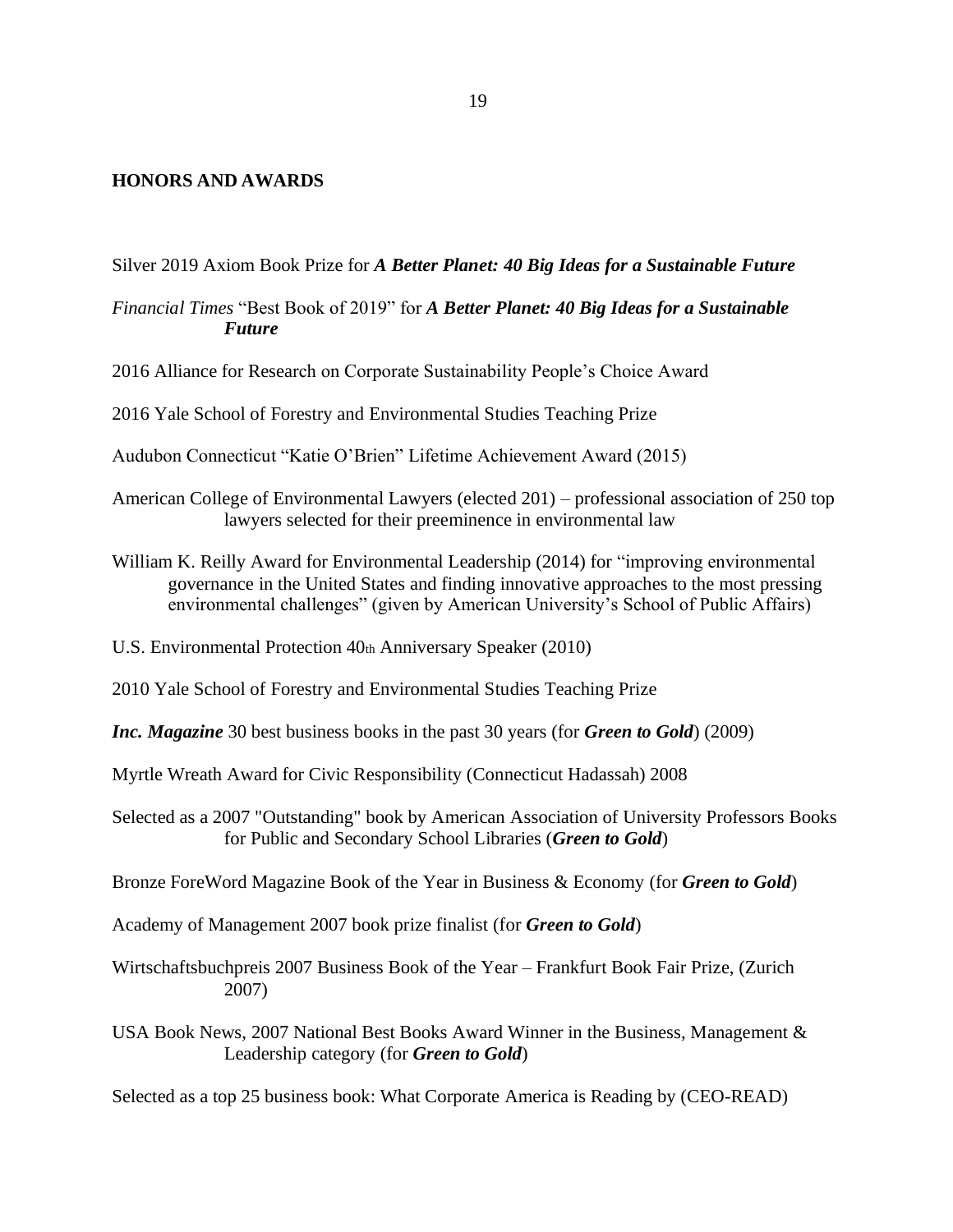## HONORS AND AWARDS

Silver 2019 Axiom Book Prize for ***A Better Planet: 40 Big Ideas for a Sustainable Future***

*Financial Times* "Best Book of 2019" for ***A Better Planet: 40 Big Ideas for a Sustainable Future***

2016 Alliance for Research on Corporate Sustainability People's Choice Award

2016 Yale School of Forestry and Environmental Studies Teaching Prize

Audubon Connecticut "Katie O'Brien" Lifetime Achievement Award (2015)

American College of Environmental Lawyers (elected 201) – professional association of 250 top lawyers selected for their preeminence in environmental law

William K. Reilly Award for Environmental Leadership (2014) for "improving environmental governance in the United States and finding innovative approaches to the most pressing environmental challenges" (given by American University's School of Public Affairs)

U.S. Environmental Protection 40th Anniversary Speaker (2010)

2010 Yale School of Forestry and Environmental Studies Teaching Prize

***Inc. Magazine*** 30 best business books in the past 30 years (for ***Green to Gold***) (2009)

Myrtle Wreath Award for Civic Responsibility (Connecticut Hadassah) 2008

Selected as a 2007 "Outstanding" book by American Association of University Professors Books for Public and Secondary School Libraries (***Green to Gold***)

Bronze ForeWord Magazine Book of the Year in Business & Economy (for ***Green to Gold***)

Academy of Management 2007 book prize finalist (for ***Green to Gold***)

Wirtschaftsbuchpreis 2007 Business Book of the Year – Frankfurt Book Fair Prize, (Zurich 2007)

USA Book News, 2007 National Best Books Award Winner in the Business, Management & Leadership category (for ***Green to Gold***)

Selected as a top 25 business book: What Corporate America is Reading by (CEO-READ)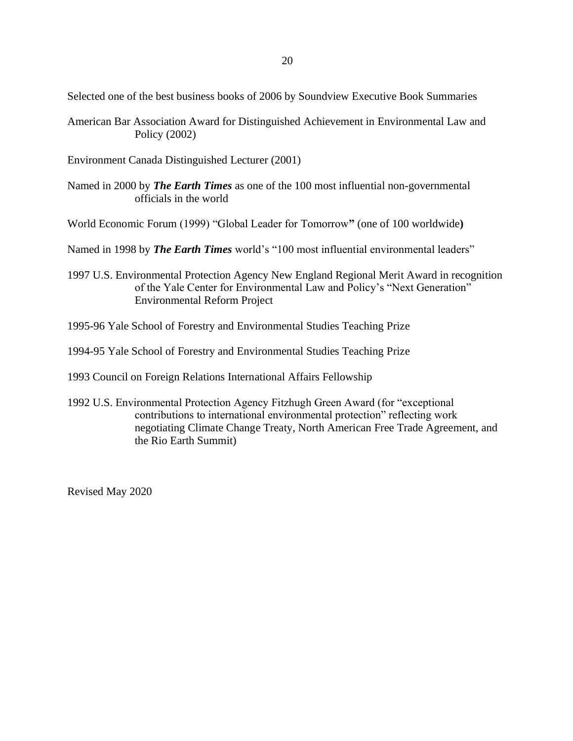Selected one of the best business books of 2006 by Soundview Executive Book Summaries

American Bar Association Award for Distinguished Achievement in Environmental Law and Policy (2002)

Environment Canada Distinguished Lecturer (2001)

Named in 2000 by ***The Earth Times*** as one of the 100 most influential non-governmental officials in the world

World Economic Forum (1999) "Global Leader for Tomorrow**"** (one of 100 worldwide**)**

Named in 1998 by ***The Earth Times*** world's "100 most influential environmental leaders"

1997 U.S. Environmental Protection Agency New England Regional Merit Award in recognition of the Yale Center for Environmental Law and Policy's "Next Generation" Environmental Reform Project

1995-96 Yale School of Forestry and Environmental Studies Teaching Prize

1994-95 Yale School of Forestry and Environmental Studies Teaching Prize

1993 Council on Foreign Relations International Affairs Fellowship

1992 U.S. Environmental Protection Agency Fitzhugh Green Award (for "exceptional contributions to international environmental protection" reflecting work negotiating Climate Change Treaty, North American Free Trade Agreement, and the Rio Earth Summit)

Revised May 2020